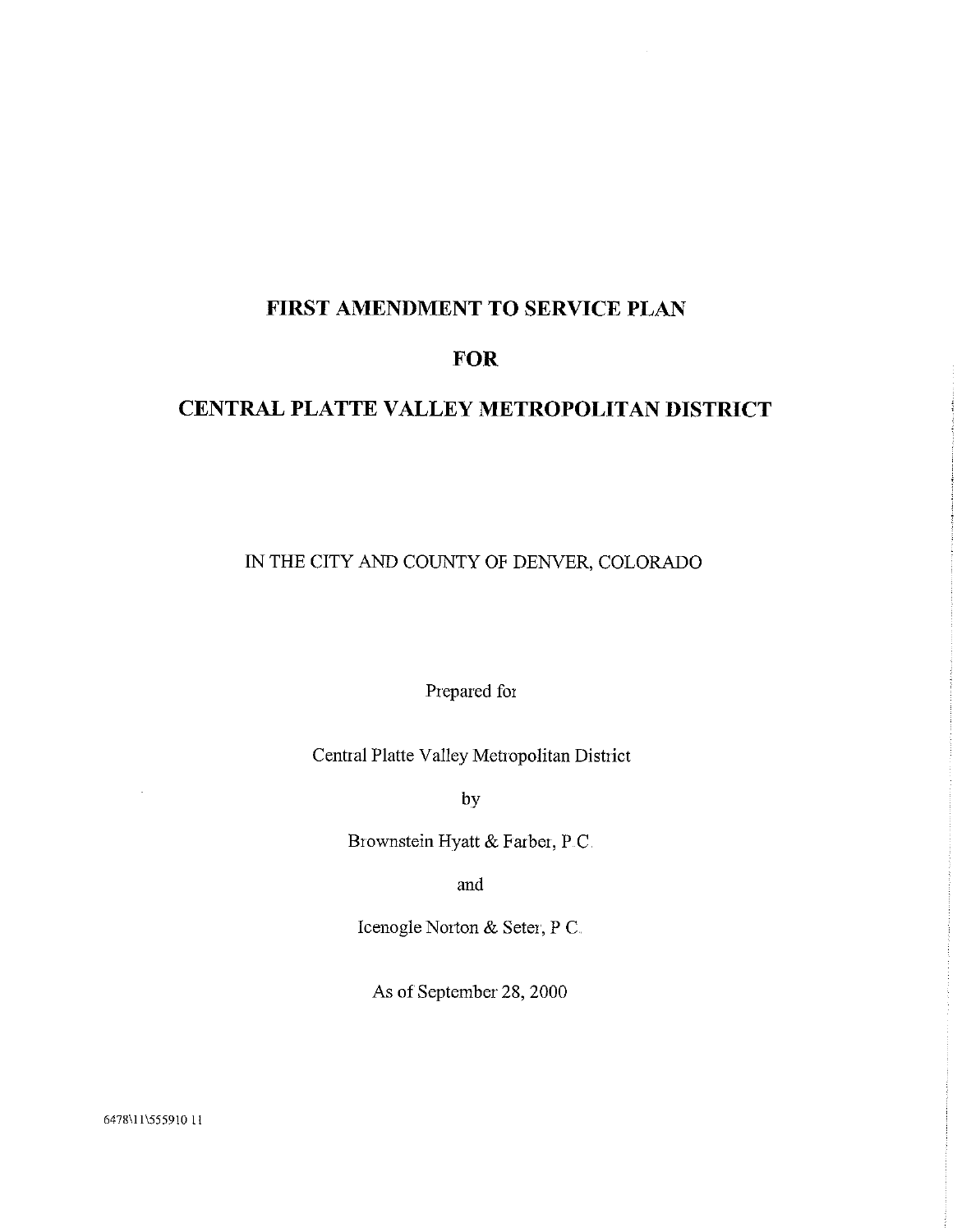# FIRST AMENDMENT TO SERVICE PLAN

# FOR

# CENTRAL PLATTE VALLEY METROPOLITAN DISTRICT

IN THE CITY AND COUNTY OF DENVER, COLORADO

Prepared for

Central Platte Valley Metropolitan District

by

Brownstein Hyatt & Farber, P.C.

and

Icenogle Norton & Seter, P.C.

As of September 28, 2000

6478\11\555910.11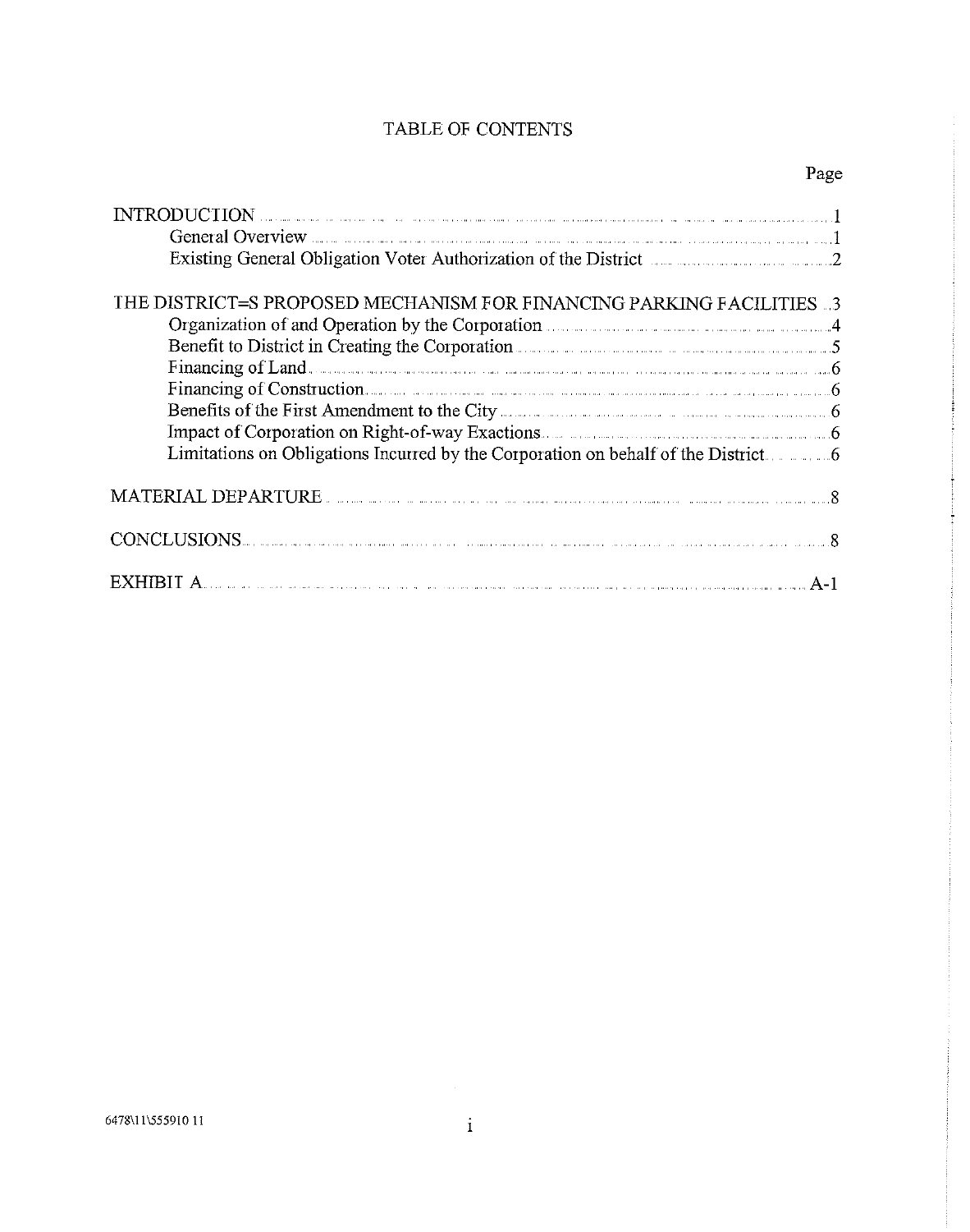# TABLE OF CONTENTS

| | Page |
|---|---|
| INTRODUCTION | 1 |
| General Overview | 1 |
| Existing General Obligation Voter Authorization of the District | 2 |
| THE DISTRICT=S PROPOSED MECHANISM FOR FINANCING PARKING FACILITIES | 3 |
| Organization of and Operation by the Corporation | 4 |
| Benefit to District in Creating the Corporation | 5 |
| Financing of Land | 6 |
| Financing of Construction | 6 |
| Benefits of the First Amendment to the City | 6 |
| Impact of Corporation on Right-of-way Exactions | 6 |
| Limitations on Obligations Incurred by the Corporation on behalf of the District | 6 |
| MATERIAL DEPARTURE | 8 |
| CONCLUSIONS | 8 |
| EXHIBIT A | A-1 |

6478\11\555910 11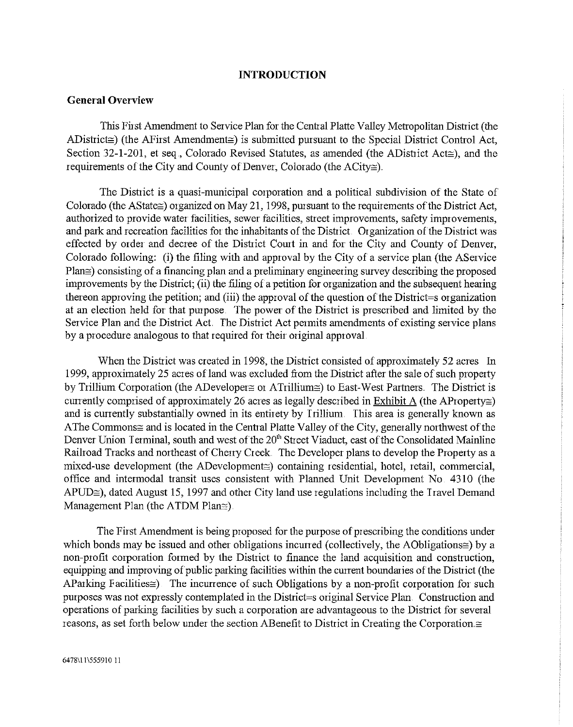## INTRODUCTION

### General Overview

This First Amendment to Service Plan for the Central Platte Valley Metropolitan District (the ADistrict≅) (the AFirst Amendment≅) is submitted pursuant to the Special District Control Act, Section 32-1-201, et seq., Colorado Revised Statutes, as amended (the ADistrict Act≅), and the requirements of the City and County of Denver, Colorado (the ACity≅).

The District is a quasi-municipal corporation and a political subdivision of the State of Colorado (the AState≅) organized on May 21, 1998, pursuant to the requirements of the District Act, authorized to provide water facilities, sewer facilities, street improvements, safety improvements, and park and recreation facilities for the inhabitants of the District. Organization of the District was effected by order and decree of the District Court in and for the City and County of Denver, Colorado following: (i) the filing with and approval by the City of a service plan (the AService Plan≅) consisting of a financing plan and a preliminary engineering survey describing the proposed improvements by the District; (ii) the filing of a petition for organization and the subsequent hearing thereon approving the petition; and (iii) the approval of the question of the District=s organization at an election held for that purpose. The power of the District is prescribed and limited by the Service Plan and the District Act. The District Act permits amendments of existing service plans by a procedure analogous to that required for their original approval.

When the District was created in 1998, the District consisted of approximately 52 acres. In 1999, approximately 25 acres of land was excluded from the District after the sale of such property by Trillium Corporation (the ADeveloper≅ or ATrillium≅) to East-West Partners. The District is currently comprised of approximately 26 acres as legally described in Exhibit A (the AProperty≅) and is currently substantially owned in its entirety by Trillium. This area is generally known as AThe Commons≅ and is located in the Central Platte Valley of the City, generally northwest of the Denver Union Terminal, south and west of the 20th Street Viaduct, east of the Consolidated Mainline Railroad Tracks and northeast of Cherry Creek. The Developer plans to develop the Property as a mixed-use development (the ADevelopment≅) containing residential, hotel, retail, commercial, office and intermodal transit uses consistent with Planned Unit Development No. 4310 (the APUD≅), dated August 15, 1997 and other City land use regulations including the Travel Demand Management Plan (the ATDM Plan≅).

The First Amendment is being proposed for the purpose of prescribing the conditions under which bonds may be issued and other obligations incurred (collectively, the AObligations≅) by a non-profit corporation formed by the District to finance the land acquisition and construction, equipping and improving of public parking facilities within the current boundaries of the District (the AParking Facilities≅). The incurrence of such Obligations by a non-profit corporation for such purposes was not expressly contemplated in the District=s original Service Plan. Construction and operations of parking facilities by such a corporation are advantageous to the District for several reasons, as set forth below under the section ABenefit to District in Creating the Corporation.≅

6478\11\555910.11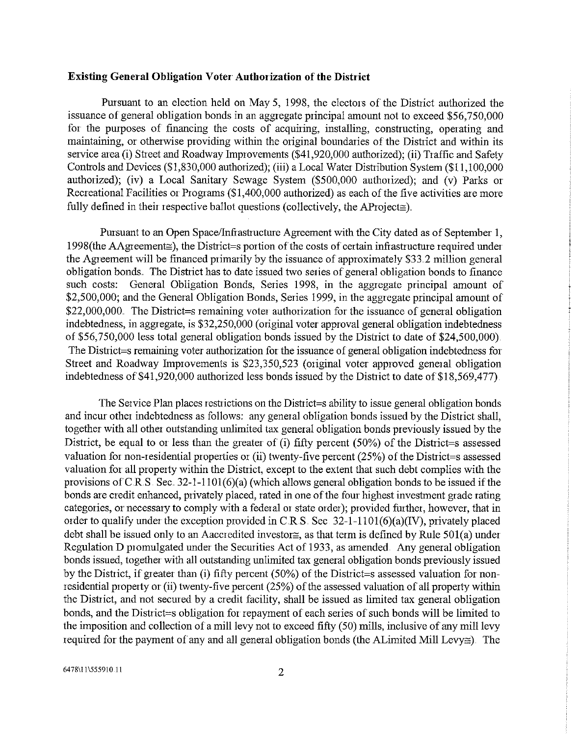**Existing General Obligation Voter Authorization of the District**

Pursuant to an election held on May 5, 1998, the electors of the District authorized the issuance of general obligation bonds in an aggregate principal amount not to exceed $56,750,000 for the purposes of financing the costs of acquiring, installing, constructing, operating and maintaining, or otherwise providing within the original boundaries of the District and within its service area (i) Street and Roadway Improvements ($41,920,000 authorized); (ii) Traffic and Safety Controls and Devices ($1,830,000 authorized); (iii) a Local Water Distribution System ($11,100,000 authorized); (iv) a Local Sanitary Sewage System ($500,000 authorized); and (v) Parks or Recreational Facilities or Programs ($1,400,000 authorized) as each of the five activities are more fully defined in their respective ballot questions (collectively, the AProject≅).

Pursuant to an Open Space/Infrastructure Agreement with the City dated as of September 1, 1998(the AAgreement≅), the District=s portion of the costs of certain infrastructure required under the Agreement will be financed primarily by the issuance of approximately $33.2 million general obligation bonds. The District has to date issued two series of general obligation bonds to finance such costs: General Obligation Bonds, Series 1998, in the aggregate principal amount of $2,500,000; and the General Obligation Bonds, Series 1999, in the aggregate principal amount of $22,000,000. The District=s remaining voter authorization for the issuance of general obligation indebtedness, in aggregate, is $32,250,000 (original voter approval general obligation indebtedness of $56,750,000 less total general obligation bonds issued by the District to date of $24,500,000). The District=s remaining voter authorization for the issuance of general obligation indebtedness for Street and Roadway Improvements is $23,350,523 (original voter approved general obligation indebtedness of $41,920,000 authorized less bonds issued by the District to date of $18,569,477).

The Service Plan places restrictions on the District=s ability to issue general obligation bonds and incur other indebtedness as follows: any general obligation bonds issued by the District shall, together with all other outstanding unlimited tax general obligation bonds previously issued by the District, be equal to or less than the greater of (i) fifty percent (50%) of the District=s assessed valuation for non-residential properties or (ii) twenty-five percent (25%) of the District=s assessed valuation for all property within the District, except to the extent that such debt complies with the provisions of C.R.S. Sec. 32-1-1101(6)(a) (which allows general obligation bonds to be issued if the bonds are credit enhanced, privately placed, rated in one of the four highest investment grade rating categories, or necessary to comply with a federal or state order); provided further, however, that in order to qualify under the exception provided in C.R.S. Sec. 32-1-1101(6)(a)(IV), privately placed debt shall be issued only to an Aaccredited investor≅, as that term is defined by Rule 501(a) under Regulation D promulgated under the Securities Act of 1933, as amended. Any general obligation bonds issued, together with all outstanding unlimited tax general obligation bonds previously issued by the District, if greater than (i) fifty percent (50%) of the District=s assessed valuation for non-residential property or (ii) twenty-five percent (25%) of the assessed valuation of all property within the District, and not secured by a credit facility, shall be issued as limited tax general obligation bonds, and the District=s obligation for repayment of each series of such bonds will be limited to the imposition and collection of a mill levy not to exceed fifty (50) mills, inclusive of any mill levy required for the payment of any and all general obligation bonds (the ALimited Mill Levy≅). The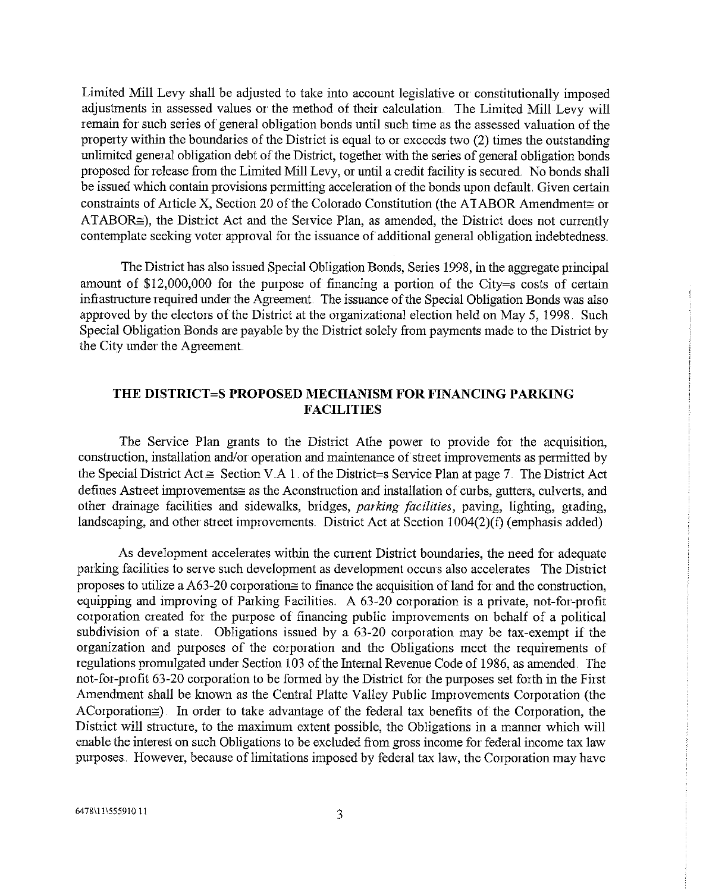Limited Mill Levy shall be adjusted to take into account legislative or constitutionally imposed adjustments in assessed values or the method of their calculation. The Limited Mill Levy will remain for such series of general obligation bonds until such time as the assessed valuation of the property within the boundaries of the District is equal to or exceeds two (2) times the outstanding unlimited general obligation debt of the District, together with the series of general obligation bonds proposed for release from the Limited Mill Levy, or until a credit facility is secured. No bonds shall be issued which contain provisions permitting acceleration of the bonds upon default. Given certain constraints of Article X, Section 20 of the Colorado Constitution (the ATABOR Amendment≅ or ATABOR≅), the District Act and the Service Plan, as amended, the District does not currently contemplate seeking voter approval for the issuance of additional general obligation indebtedness.

The District has also issued Special Obligation Bonds, Series 1998, in the aggregate principal amount of $12,000,000 for the purpose of financing a portion of the City=s costs of certain infrastructure required under the Agreement. The issuance of the Special Obligation Bonds was also approved by the electors of the District at the organizational election held on May 5, 1998. Such Special Obligation Bonds are payable by the District solely from payments made to the District by the City under the Agreement.

## THE DISTRICT=S PROPOSED MECHANISM FOR FINANCING PARKING FACILITIES

The Service Plan grants to the District Athe power to provide for the acquisition, construction, installation and/or operation and maintenance of street improvements as permitted by the Special District Act≅ Section V.A.1. of the District=s Service Plan at page 7. The District Act defines Astreet improvements≅ as the Aconstruction and installation of curbs, gutters, culverts, and other drainage facilities and sidewalks, bridges, *parking facilities*, paving, lighting, grading, landscaping, and other street improvements. District Act at Section 1004(2)(f) (emphasis added)

As development accelerates within the current District boundaries, the need for adequate parking facilities to serve such development as development occurs also accelerates. The District proposes to utilize a A63-20 corporation≅ to finance the acquisition of land for and the construction, equipping and improving of Parking Facilities. A 63-20 corporation is a private, not-for-profit corporation created for the purpose of financing public improvements on behalf of a political subdivision of a state. Obligations issued by a 63-20 corporation may be tax-exempt if the organization and purposes of the corporation and the Obligations meet the requirements of regulations promulgated under Section 103 of the Internal Revenue Code of 1986, as amended. The not-for-profit 63-20 corporation to be formed by the District for the purposes set forth in the First Amendment shall be known as the Central Platte Valley Public Improvements Corporation (the ACorporation≅). In order to take advantage of the federal tax benefits of the Corporation, the District will structure, to the maximum extent possible, the Obligations in a manner which will enable the interest on such Obligations to be excluded from gross income for federal income tax law purposes. However, because of limitations imposed by federal tax law, the Corporation may have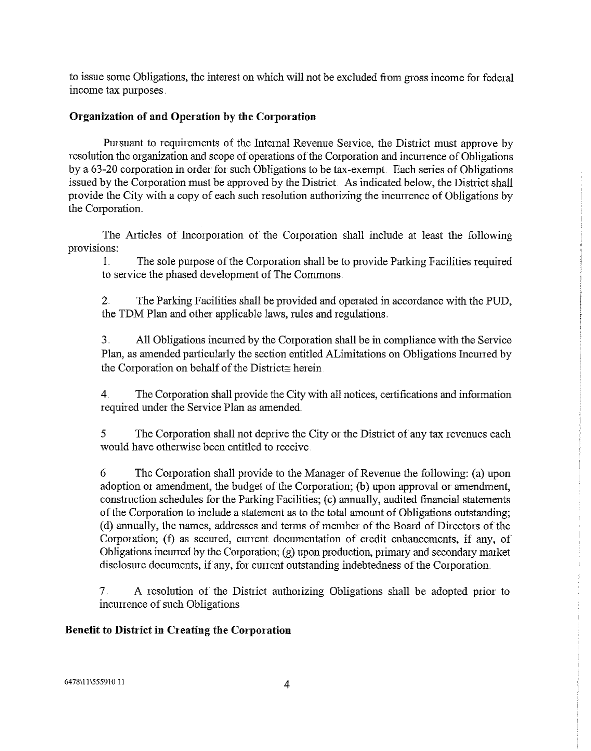to issue some Obligations, the interest on which will not be excluded from gross income for federal income tax purposes.

**Organization of and Operation by the Corporation**

Pursuant to requirements of the Internal Revenue Service, the District must approve by resolution the organization and scope of operations of the Corporation and incurrence of Obligations by a 63-20 corporation in order for such Obligations to be tax-exempt. Each series of Obligations issued by the Corporation must be approved by the District. As indicated below, the District shall provide the City with a copy of each such resolution authorizing the incurrence of Obligations by the Corporation.

The Articles of Incorporation of the Corporation shall include at least the following provisions:

1. The sole purpose of the Corporation shall be to provide Parking Facilities required to service the phased development of The Commons.

2. The Parking Facilities shall be provided and operated in accordance with the PUD, the TDM Plan and other applicable laws, rules and regulations.

3. All Obligations incurred by the Corporation shall be in compliance with the Service Plan, as amended particularly the section entitled ALimitations on Obligations Incurred by the Corporation on behalf of the District≅ herein.

4. The Corporation shall provide the City with all notices, certifications and information required under the Service Plan as amended.

5. The Corporation shall not deprive the City or the District of any tax revenues each would have otherwise been entitled to receive.

6. The Corporation shall provide to the Manager of Revenue the following: (a) upon adoption or amendment, the budget of the Corporation; (b) upon approval or amendment, construction schedules for the Parking Facilities; (c) annually, audited financial statements of the Corporation to include a statement as to the total amount of Obligations outstanding; (d) annually, the names, addresses and terms of member of the Board of Directors of the Corporation; (f) as secured, current documentation of credit enhancements, if any, of Obligations incurred by the Corporation; (g) upon production, primary and secondary market disclosure documents, if any, for current outstanding indebtedness of the Corporation.

7. A resolution of the District authorizing Obligations shall be adopted prior to incurrence of such Obligations

**Benefit to District in Creating the Corporation**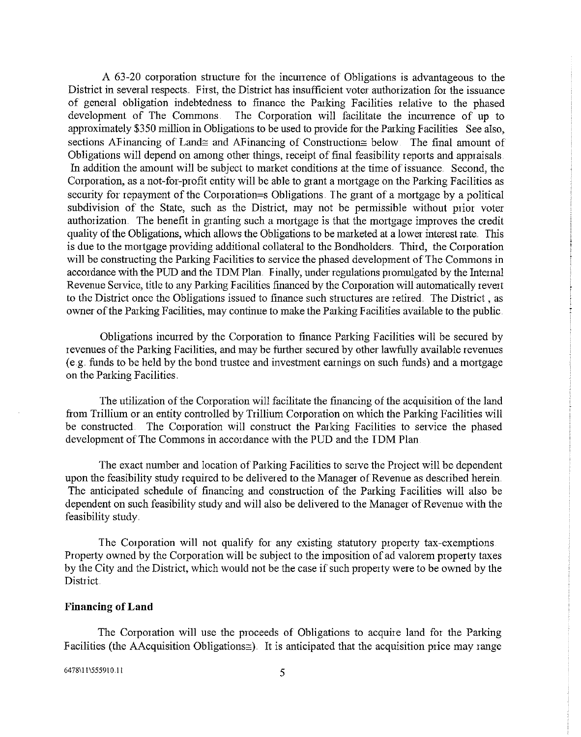A 63-20 corporation structure for the incurrence of Obligations is advantageous to the District in several respects. First, the District has insufficient voter authorization for the issuance of general obligation indebtedness to finance the Parking Facilities relative to the phased development of The Commons. The Corporation will facilitate the incurrence of up to approximately $350 million in Obligations to be used to provide for the Parking Facilities. See also, sections AFinancing of Land≅ and AFinancing of Construction≅ below. The final amount of Obligations will depend on among other things, receipt of final feasibility reports and appraisals. In addition the amount will be subject to market conditions at the time of issuance. Second, the Corporation, as a not-for-profit entity will be able to grant a mortgage on the Parking Facilities as security for repayment of the Corporation=s Obligations. The grant of a mortgage by a political subdivision of the State, such as the District, may not be permissible without prior voter authorization. The benefit in granting such a mortgage is that the mortgage improves the credit quality of the Obligations, which allows the Obligations to be marketed at a lower interest rate. This is due to the mortgage providing additional collateral to the Bondholders. Third, the Corporation will be constructing the Parking Facilities to service the phased development of The Commons in accordance with the PUD and the TDM Plan. Finally, under regulations promulgated by the Internal Revenue Service, title to any Parking Facilities financed by the Corporation will automatically revert to the District once the Obligations issued to finance such structures are retired. The District , as owner of the Parking Facilities, may continue to make the Parking Facilities available to the public.

Obligations incurred by the Corporation to finance Parking Facilities will be secured by revenues of the Parking Facilities, and may be further secured by other lawfully available revenues (e.g. funds to be held by the bond trustee and investment earnings on such funds) and a mortgage on the Parking Facilities.

The utilization of the Corporation will facilitate the financing of the acquisition of the land from Trillium or an entity controlled by Trillium Corporation on which the Parking Facilities will be constructed. The Corporation will construct the Parking Facilities to service the phased development of The Commons in accordance with the PUD and the TDM Plan.

The exact number and location of Parking Facilities to serve the Project will be dependent upon the feasibility study required to be delivered to the Manager of Revenue as described herein. The anticipated schedule of financing and construction of the Parking Facilities will also be dependent on such feasibility study and will also be delivered to the Manager of Revenue with the feasibility study.

The Corporation will not qualify for any existing statutory property tax-exemptions. Property owned by the Corporation will be subject to the imposition of ad valorem property taxes by the City and the District, which would not be the case if such property were to be owned by the District.

**Financing of Land**

The Corporation will use the proceeds of Obligations to acquire land for the Parking Facilities (the AAcquisition Obligations≅). It is anticipated that the acquisition price may range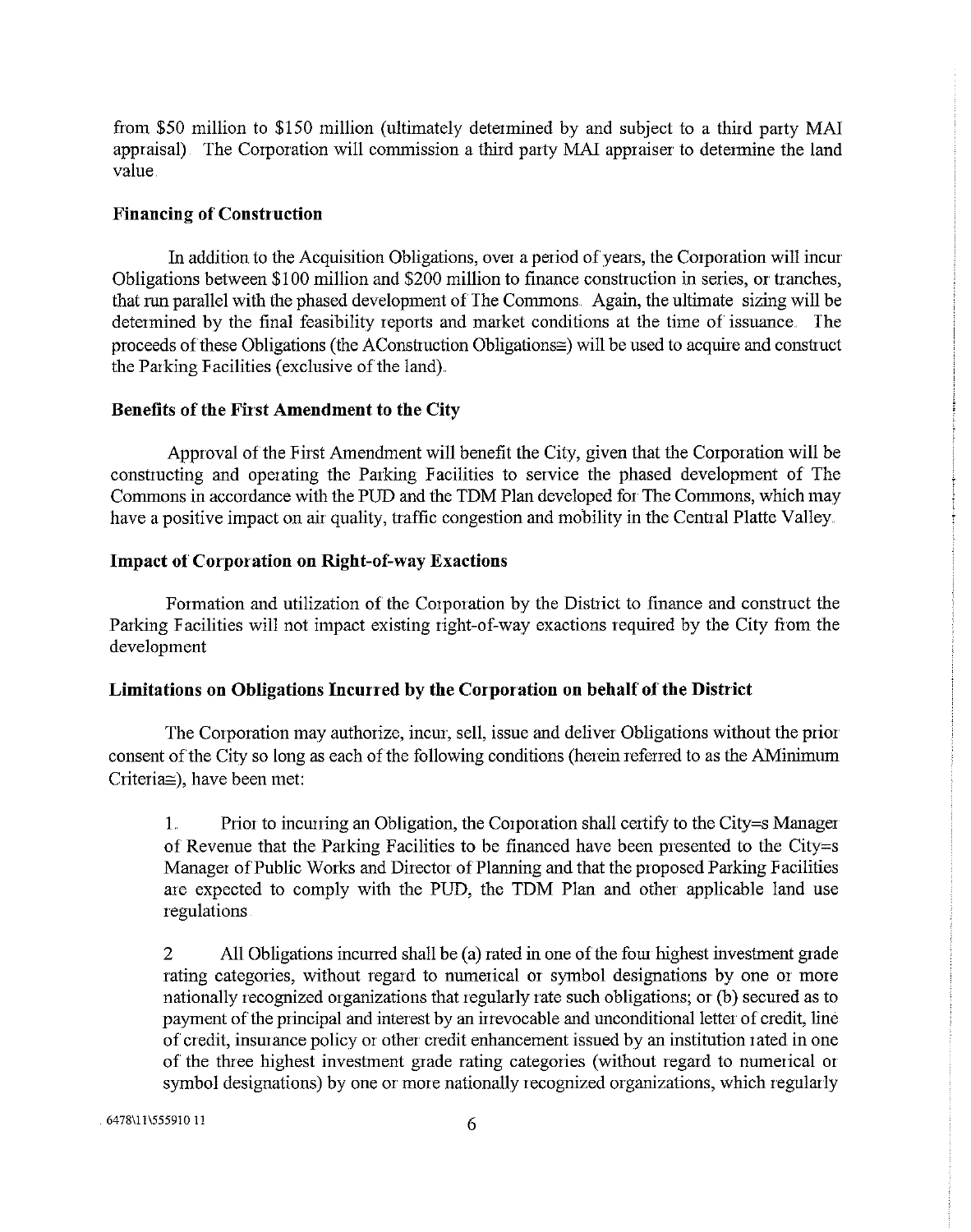from $50 million to $150 million (ultimately determined by and subject to a third party MAI appraisal). The Corporation will commission a third party MAI appraiser to determine the land value.

**Financing of Construction**

In addition to the Acquisition Obligations, over a period of years, the Corporation will incur Obligations between $100 million and $200 million to finance construction in series, or tranches, that run parallel with the phased development of The Commons. Again, the ultimate sizing will be determined by the final feasibility reports and market conditions at the time of issuance. The proceeds of these Obligations (the AConstruction Obligations≅) will be used to acquire and construct the Parking Facilities (exclusive of the land).

**Benefits of the First Amendment to the City**

Approval of the First Amendment will benefit the City, given that the Corporation will be constructing and operating the Parking Facilities to service the phased development of The Commons in accordance with the PUD and the TDM Plan developed for The Commons, which may have a positive impact on air quality, traffic congestion and mobility in the Central Platte Valley.

**Impact of Corporation on Right-of-way Exactions**

Formation and utilization of the Corporation by the District to finance and construct the Parking Facilities will not impact existing right-of-way exactions required by the City from the development.

**Limitations on Obligations Incurred by the Corporation on behalf of the District**

The Corporation may authorize, incur, sell, issue and deliver Obligations without the prior consent of the City so long as each of the following conditions (herein referred to as the AMinimum Criteria≅), have been met:

1. Prior to incurring an Obligation, the Corporation shall certify to the City=s Manager of Revenue that the Parking Facilities to be financed have been presented to the City=s Manager of Public Works and Director of Planning and that the proposed Parking Facilities are expected to comply with the PUD, the TDM Plan and other applicable land use regulations.

2. All Obligations incurred shall be (a) rated in one of the four highest investment grade rating categories, without regard to numerical or symbol designations by one or more nationally recognized organizations that regularly rate such obligations; or (b) secured as to payment of the principal and interest by an irrevocable and unconditional letter of credit, line of credit, insurance policy or other credit enhancement issued by an institution rated in one of the three highest investment grade rating categories (without regard to numerical or symbol designations) by one or more nationally recognized organizations, which regularly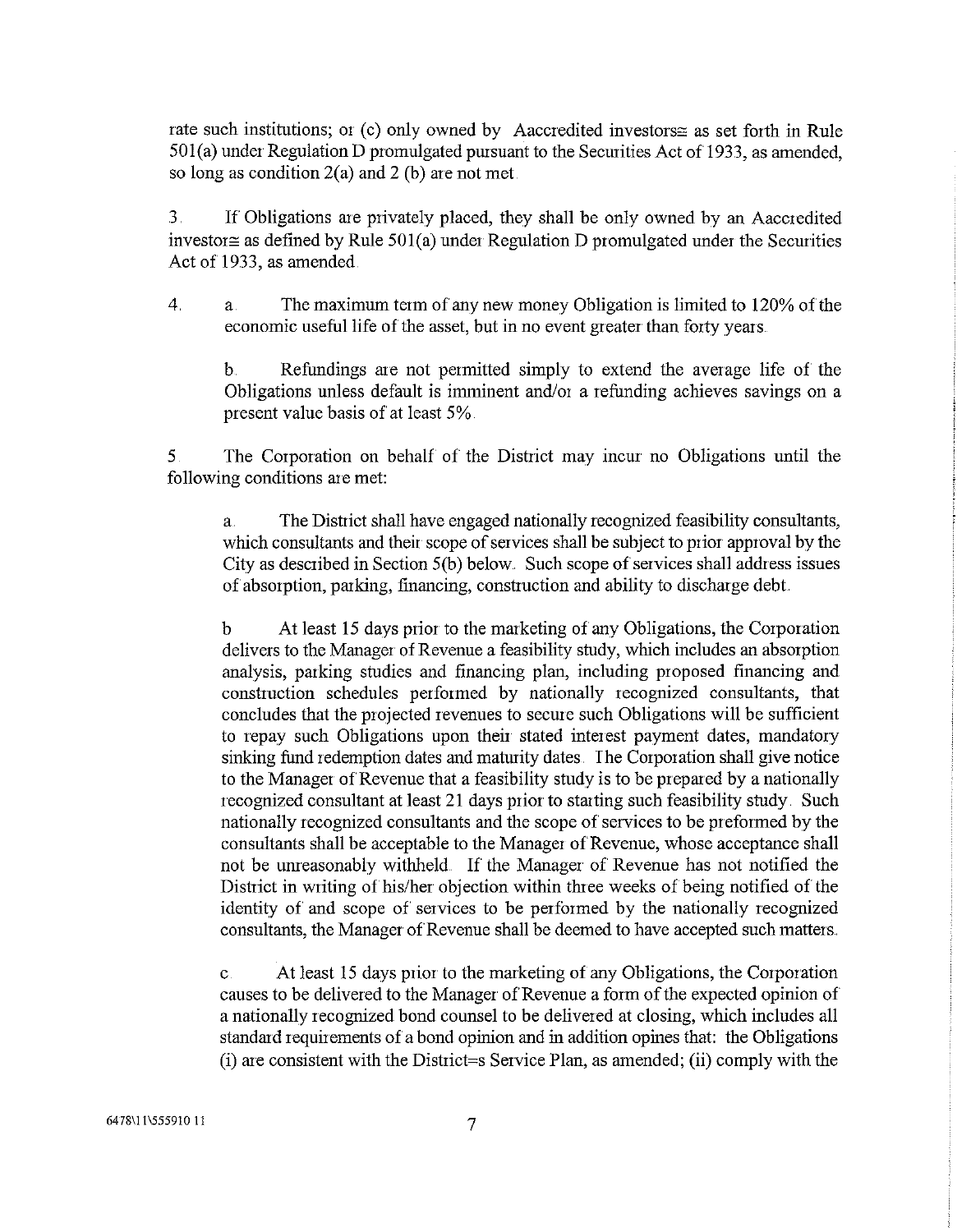rate such institutions; or (c) only owned by Aaccredited investors≅ as set forth in Rule 501(a) under Regulation D promulgated pursuant to the Securities Act of 1933, as amended, so long as condition 2(a) and 2 (b) are not met.

3. If Obligations are privately placed, they shall be only owned by an Aaccredited investor≅ as defined by Rule 501(a) under Regulation D promulgated under the Securities Act of 1933, as amended.

4. a. The maximum term of any new money Obligation is limited to 120% of the economic useful life of the asset, but in no event greater than forty years.

   b. Refundings are not permitted simply to extend the average life of the Obligations unless default is imminent and/or a refunding achieves savings on a present value basis of at least 5%.

5. The Corporation on behalf of the District may incur no Obligations until the following conditions are met:

   a. The District shall have engaged nationally recognized feasibility consultants, which consultants and their scope of services shall be subject to prior approval by the City as described in Section 5(b) below. Such scope of services shall address issues of absorption, parking, financing, construction and ability to discharge debt.

   b At least 15 days prior to the marketing of any Obligations, the Corporation delivers to the Manager of Revenue a feasibility study, which includes an absorption analysis, parking studies and financing plan, including proposed financing and construction schedules performed by nationally recognized consultants, that concludes that the projected revenues to secure such Obligations will be sufficient to repay such Obligations upon their stated interest payment dates, mandatory sinking fund redemption dates and maturity dates. The Corporation shall give notice to the Manager of Revenue that a feasibility study is to be prepared by a nationally recognized consultant at least 21 days prior to starting such feasibility study. Such nationally recognized consultants and the scope of services to be preformed by the consultants shall be acceptable to the Manager of Revenue, whose acceptance shall not be unreasonably withheld. If the Manager of Revenue has not notified the District in writing of his/her objection within three weeks of being notified of the identity of and scope of services to be performed by the nationally recognized consultants, the Manager of Revenue shall be deemed to have accepted such matters.

   c. At least 15 days prior to the marketing of any Obligations, the Corporation causes to be delivered to the Manager of Revenue a form of the expected opinion of a nationally recognized bond counsel to be delivered at closing, which includes all standard requirements of a bond opinion and in addition opines that: the Obligations (i) are consistent with the District=s Service Plan, as amended; (ii) comply with the

6478\11\555910 11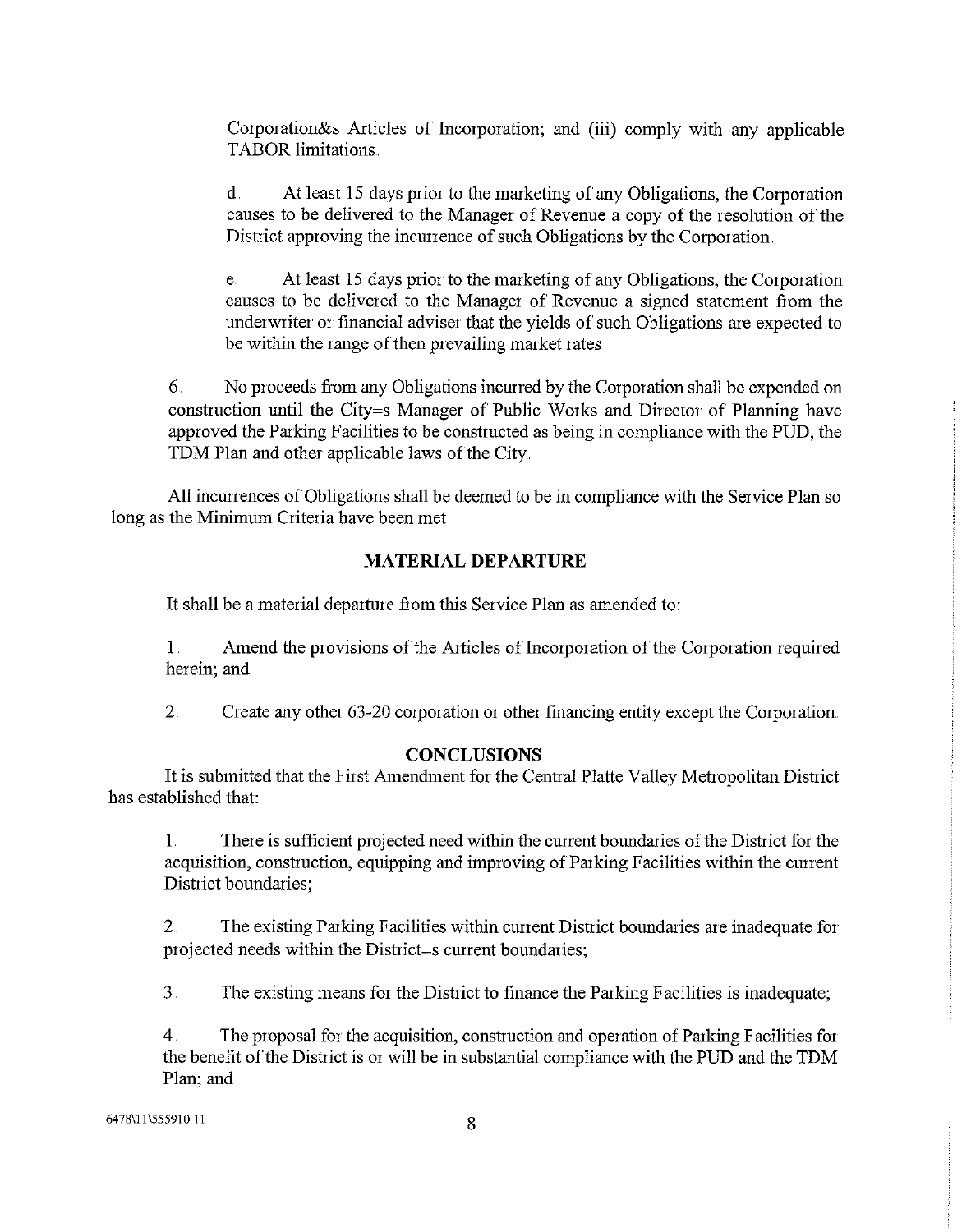Corporation&s Articles of Incorporation; and (iii) comply with any applicable TABOR limitations.

d. At least 15 days prior to the marketing of any Obligations, the Corporation causes to be delivered to the Manager of Revenue a copy of the resolution of the District approving the incurrence of such Obligations by the Corporation.

e. At least 15 days prior to the marketing of any Obligations, the Corporation causes to be delivered to the Manager of Revenue a signed statement from the underwriter or financial adviser that the yields of such Obligations are expected to be within the range of then prevailing market rates.

6. No proceeds from any Obligations incurred by the Corporation shall be expended on construction until the City=s Manager of Public Works and Director of Planning have approved the Parking Facilities to be constructed as being in compliance with the PUD, the TDM Plan and other applicable laws of the City.

All incurrences of Obligations shall be deemed to be in compliance with the Service Plan so long as the Minimum Criteria have been met.

## MATERIAL DEPARTURE

It shall be a material departure from this Service Plan as amended to:

1. Amend the provisions of the Articles of Incorporation of the Corporation required herein; and

2. Create any other 63-20 corporation or other financing entity except the Corporation.

## CONCLUSIONS

It is submitted that the First Amendment for the Central Platte Valley Metropolitan District has established that:

1. There is sufficient projected need within the current boundaries of the District for the acquisition, construction, equipping and improving of Parking Facilities within the current District boundaries;

2. The existing Parking Facilities within current District boundaries are inadequate for projected needs within the District=s current boundaries;

3. The existing means for the District to finance the Parking Facilities is inadequate;

4. The proposal for the acquisition, construction and operation of Parking Facilities for the benefit of the District is or will be in substantial compliance with the PUD and the TDM Plan; and

6478\11\555910 11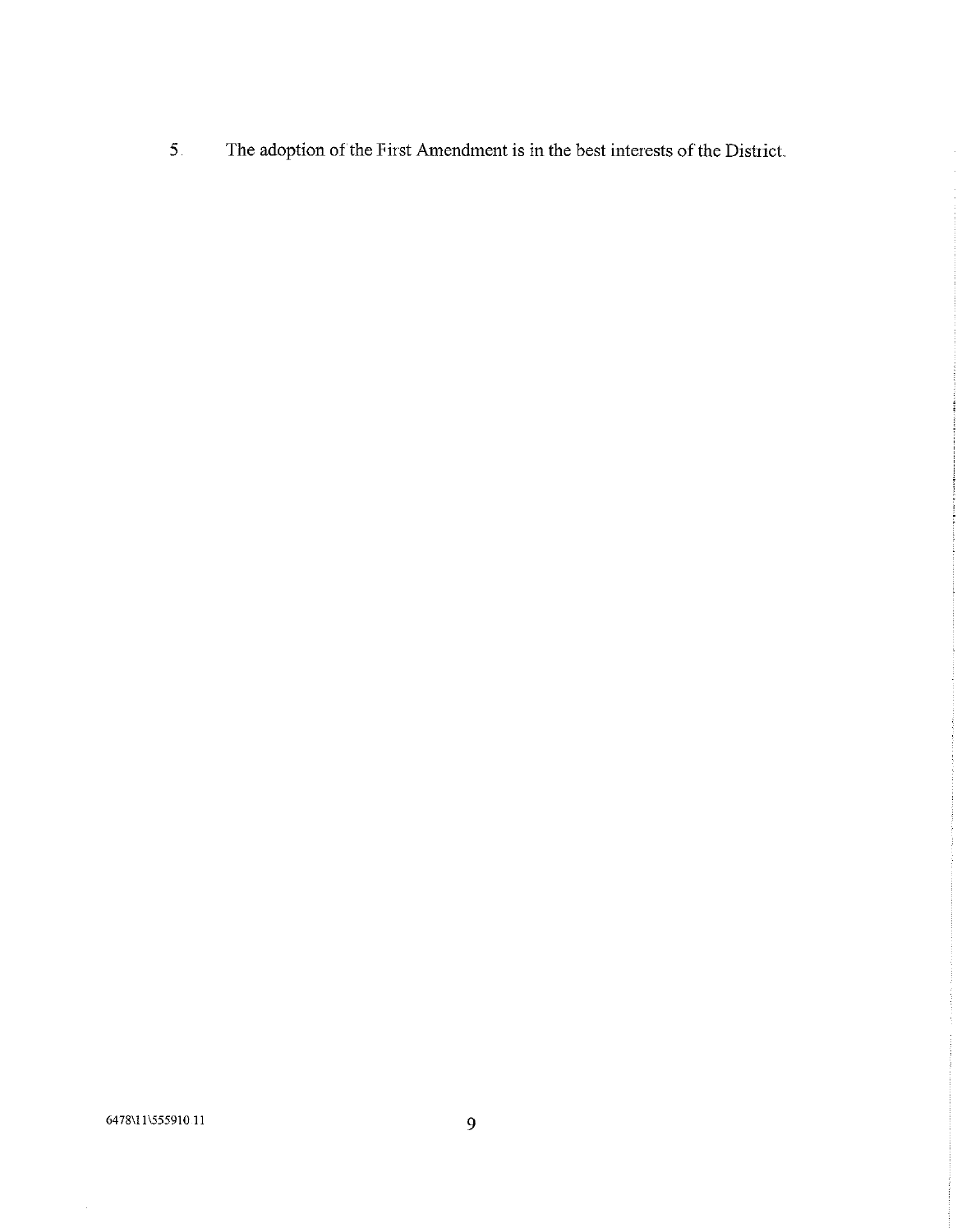5. The adoption of the First Amendment is in the best interests of the District.

6478\11\555910 11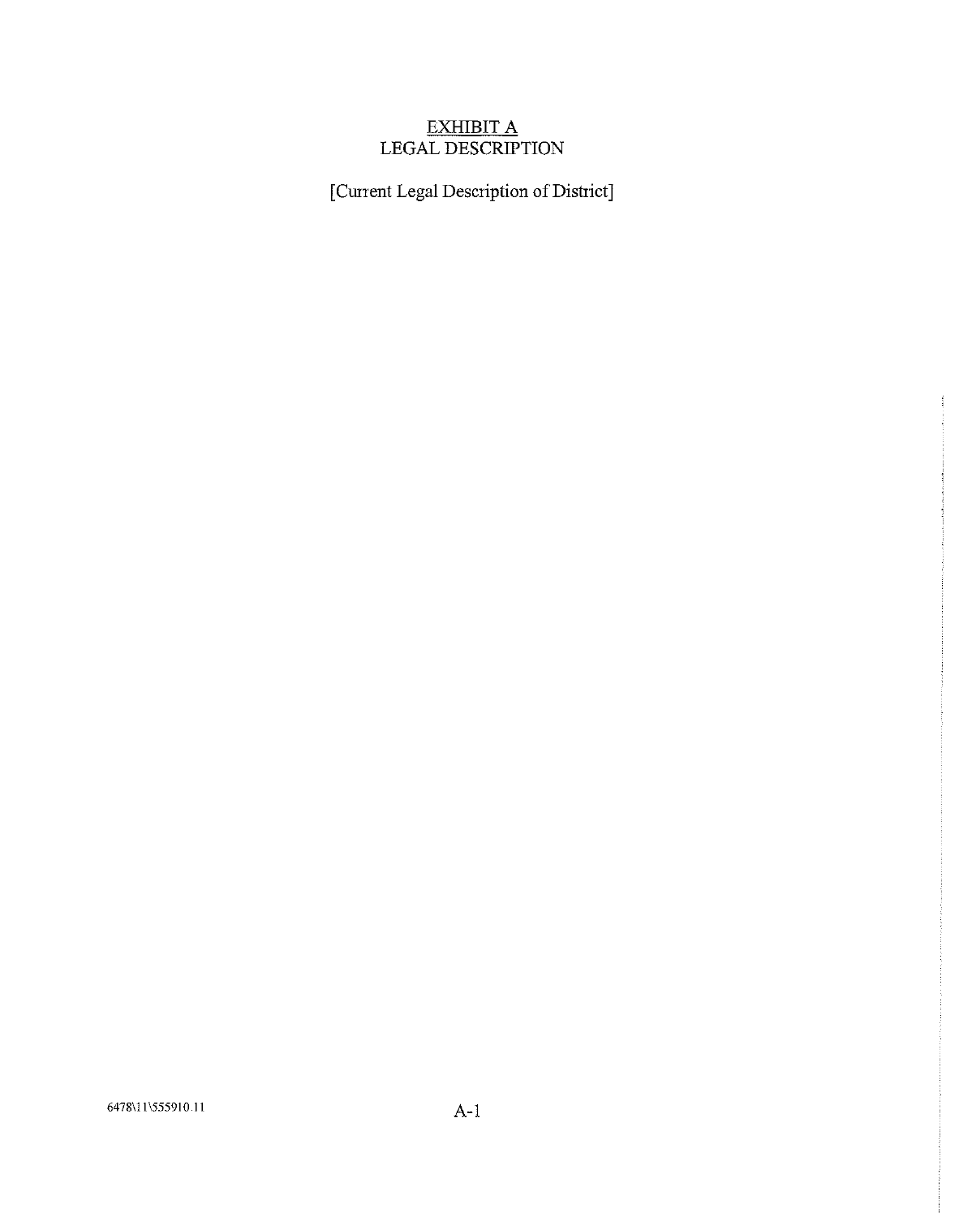# EXHIBIT A
## LEGAL DESCRIPTION

[Current Legal Description of District]

6478\11\555910.11